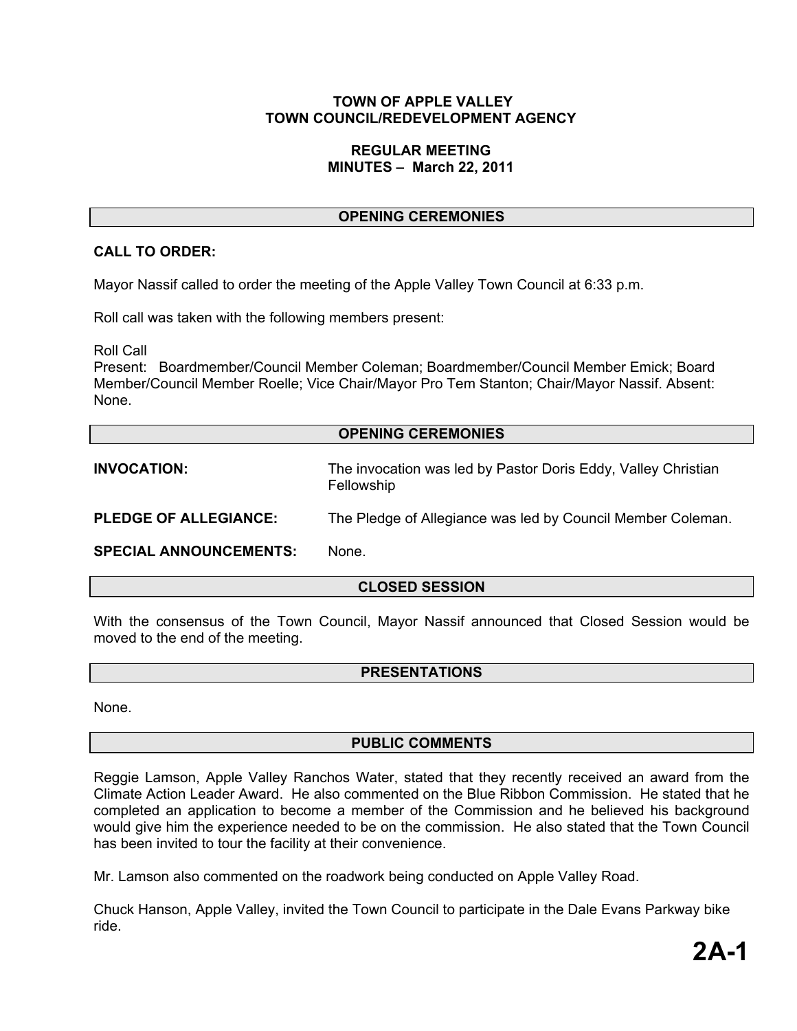# TOWN OF APPLE VALLEY
# TOWN COUNCIL/REDEVELOPMENT AGENCY

## REGULAR MEETING
## MINUTES – March 22, 2011

## OPENING CEREMONIES

**CALL TO ORDER:**

Mayor Nassif called to order the meeting of the Apple Valley Town Council at 6:33 p.m.

Roll call was taken with the following members present:

Roll Call
Present: Boardmember/Council Member Coleman; Boardmember/Council Member Emick; Board Member/Council Member Roelle; Vice Chair/Mayor Pro Tem Stanton; Chair/Mayor Nassif. Absent: None.

## OPENING CEREMONIES

**INVOCATION:** The invocation was led by Pastor Doris Eddy, Valley Christian Fellowship

**PLEDGE OF ALLEGIANCE:** The Pledge of Allegiance was led by Council Member Coleman.

**SPECIAL ANNOUNCEMENTS:** None.

## CLOSED SESSION

With the consensus of the Town Council, Mayor Nassif announced that Closed Session would be moved to the end of the meeting.

## PRESENTATIONS

None.

## PUBLIC COMMENTS

Reggie Lamson, Apple Valley Ranchos Water, stated that they recently received an award from the Climate Action Leader Award. He also commented on the Blue Ribbon Commission. He stated that he completed an application to become a member of the Commission and he believed his background would give him the experience needed to be on the commission. He also stated that the Town Council has been invited to tour the facility at their convenience.

Mr. Lamson also commented on the roadwork being conducted on Apple Valley Road.

Chuck Hanson, Apple Valley, invited the Town Council to participate in the Dale Evans Parkway bike ride.

**2A-1**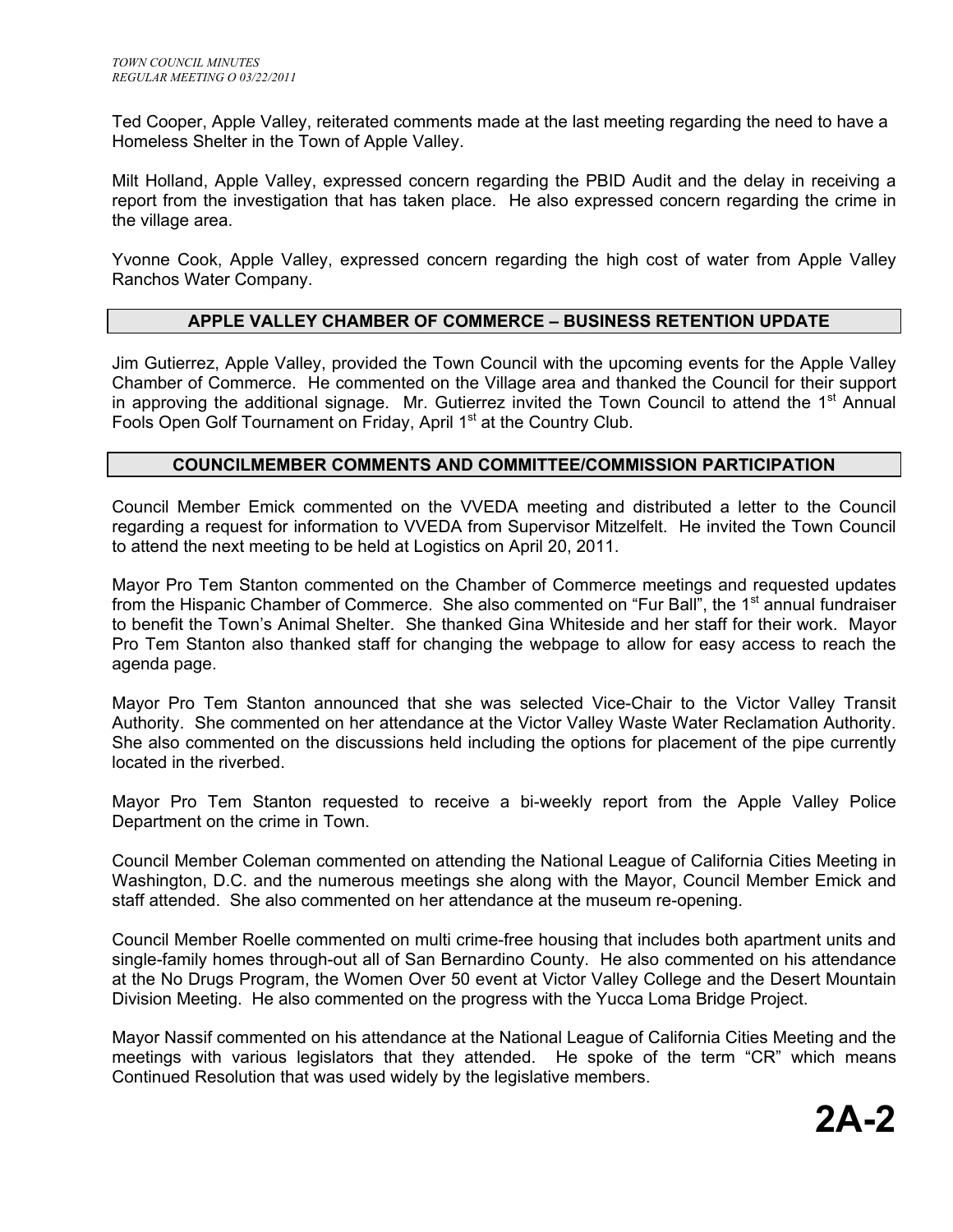Ted Cooper, Apple Valley, reiterated comments made at the last meeting regarding the need to have a Homeless Shelter in the Town of Apple Valley.

Milt Holland, Apple Valley, expressed concern regarding the PBID Audit and the delay in receiving a report from the investigation that has taken place. He also expressed concern regarding the crime in the village area.

Yvonne Cook, Apple Valley, expressed concern regarding the high cost of water from Apple Valley Ranchos Water Company.

## APPLE VALLEY CHAMBER OF COMMERCE – BUSINESS RETENTION UPDATE

Jim Gutierrez, Apple Valley, provided the Town Council with the upcoming events for the Apple Valley Chamber of Commerce. He commented on the Village area and thanked the Council for their support in approving the additional signage. Mr. Gutierrez invited the Town Council to attend the 1st Annual Fools Open Golf Tournament on Friday, April 1st at the Country Club.

## COUNCILMEMBER COMMENTS AND COMMITTEE/COMMISSION PARTICIPATION

Council Member Emick commented on the VVEDA meeting and distributed a letter to the Council regarding a request for information to VVEDA from Supervisor Mitzelfelt. He invited the Town Council to attend the next meeting to be held at Logistics on April 20, 2011.

Mayor Pro Tem Stanton commented on the Chamber of Commerce meetings and requested updates from the Hispanic Chamber of Commerce. She also commented on "Fur Ball", the 1st annual fundraiser to benefit the Town's Animal Shelter. She thanked Gina Whiteside and her staff for their work. Mayor Pro Tem Stanton also thanked staff for changing the webpage to allow for easy access to reach the agenda page.

Mayor Pro Tem Stanton announced that she was selected Vice-Chair to the Victor Valley Transit Authority. She commented on her attendance at the Victor Valley Waste Water Reclamation Authority. She also commented on the discussions held including the options for placement of the pipe currently located in the riverbed.

Mayor Pro Tem Stanton requested to receive a bi-weekly report from the Apple Valley Police Department on the crime in Town.

Council Member Coleman commented on attending the National League of California Cities Meeting in Washington, D.C. and the numerous meetings she along with the Mayor, Council Member Emick and staff attended. She also commented on her attendance at the museum re-opening.

Council Member Roelle commented on multi crime-free housing that includes both apartment units and single-family homes through-out all of San Bernardino County. He also commented on his attendance at the No Drugs Program, the Women Over 50 event at Victor Valley College and the Desert Mountain Division Meeting. He also commented on the progress with the Yucca Loma Bridge Project.

Mayor Nassif commented on his attendance at the National League of California Cities Meeting and the meetings with various legislators that they attended. He spoke of the term "CR" which means Continued Resolution that was used widely by the legislative members.

**2A-2**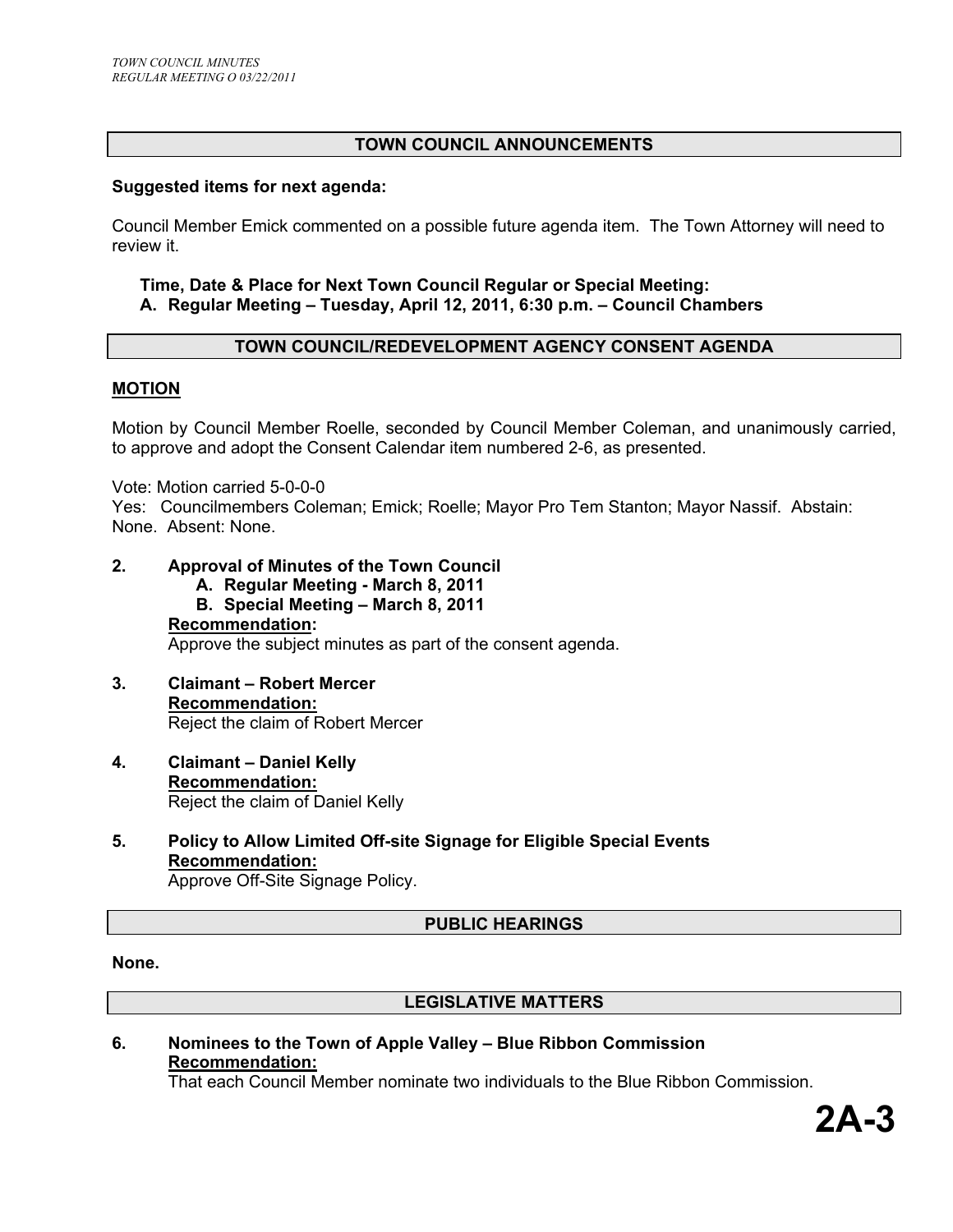## TOWN COUNCIL ANNOUNCEMENTS

**Suggested items for next agenda:**

Council Member Emick commented on a possible future agenda item. The Town Attorney will need to review it.

**Time, Date & Place for Next Town Council Regular or Special Meeting:**
**A. Regular Meeting – Tuesday, April 12, 2011, 6:30 p.m. – Council Chambers**

## TOWN COUNCIL/REDEVELOPMENT AGENCY CONSENT AGENDA

**MOTION**

Motion by Council Member Roelle, seconded by Council Member Coleman, and unanimously carried, to approve and adopt the Consent Calendar item numbered 2-6, as presented.

Vote: Motion carried 5-0-0-0
Yes: Councilmembers Coleman; Emick; Roelle; Mayor Pro Tem Stanton; Mayor Nassif. Abstain: None. Absent: None.

**2. Approval of Minutes of the Town Council**
**A. Regular Meeting - March 8, 2011**
**B. Special Meeting – March 8, 2011**
**Recommendation:**
Approve the subject minutes as part of the consent agenda.

**3. Claimant – Robert Mercer**
**Recommendation:**
Reject the claim of Robert Mercer

**4. Claimant – Daniel Kelly**
**Recommendation:**
Reject the claim of Daniel Kelly

**5. Policy to Allow Limited Off-site Signage for Eligible Special Events**
**Recommendation:**
Approve Off-Site Signage Policy.

## PUBLIC HEARINGS

**None.**

## LEGISLATIVE MATTERS

**6. Nominees to the Town of Apple Valley – Blue Ribbon Commission**
**Recommendation:**
That each Council Member nominate two individuals to the Blue Ribbon Commission.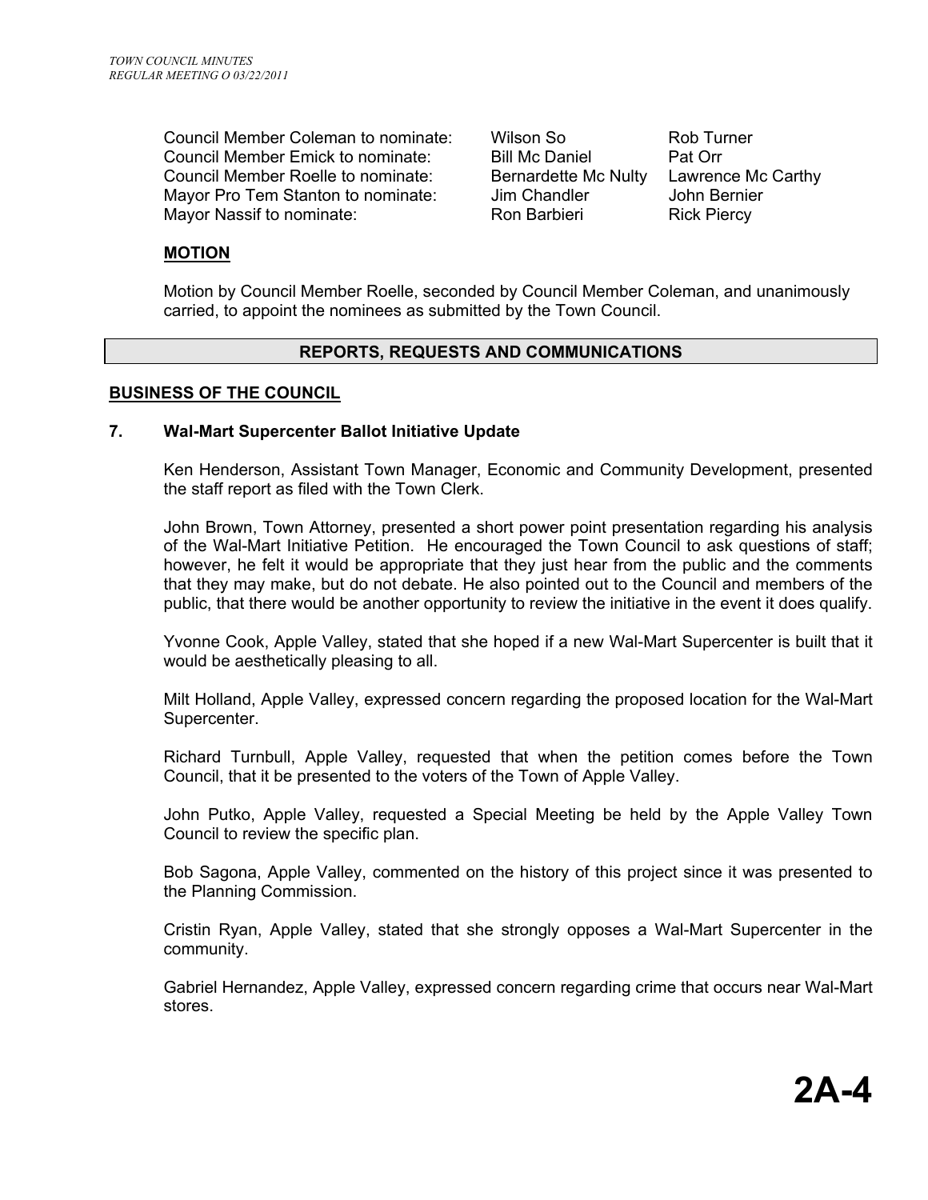| | | |
|---|---|---|
| Council Member Coleman to nominate: | Wilson So | Rob Turner |
| Council Member Emick to nominate: | Bill Mc Daniel | Pat Orr |
| Council Member Roelle to nominate: | Bernardette Mc Nulty | Lawrence Mc Carthy |
| Mayor Pro Tem Stanton to nominate: | Jim Chandler | John Bernier |
| Mayor Nassif to nominate: | Ron Barbieri | Rick Piercy |

**MOTION**

Motion by Council Member Roelle, seconded by Council Member Coleman, and unanimously carried, to appoint the nominees as submitted by the Town Council.

## REPORTS, REQUESTS AND COMMUNICATIONS

**BUSINESS OF THE COUNCIL**

### 7. Wal-Mart Supercenter Ballot Initiative Update

Ken Henderson, Assistant Town Manager, Economic and Community Development, presented the staff report as filed with the Town Clerk.

John Brown, Town Attorney, presented a short power point presentation regarding his analysis of the Wal-Mart Initiative Petition. He encouraged the Town Council to ask questions of staff; however, he felt it would be appropriate that they just hear from the public and the comments that they may make, but do not debate. He also pointed out to the Council and members of the public, that there would be another opportunity to review the initiative in the event it does qualify.

Yvonne Cook, Apple Valley, stated that she hoped if a new Wal-Mart Supercenter is built that it would be aesthetically pleasing to all.

Milt Holland, Apple Valley, expressed concern regarding the proposed location for the Wal-Mart Supercenter.

Richard Turnbull, Apple Valley, requested that when the petition comes before the Town Council, that it be presented to the voters of the Town of Apple Valley.

John Putko, Apple Valley, requested a Special Meeting be held by the Apple Valley Town Council to review the specific plan.

Bob Sagona, Apple Valley, commented on the history of this project since it was presented to the Planning Commission.

Cristin Ryan, Apple Valley, stated that she strongly opposes a Wal-Mart Supercenter in the community.

Gabriel Hernandez, Apple Valley, expressed concern regarding crime that occurs near Wal-Mart stores.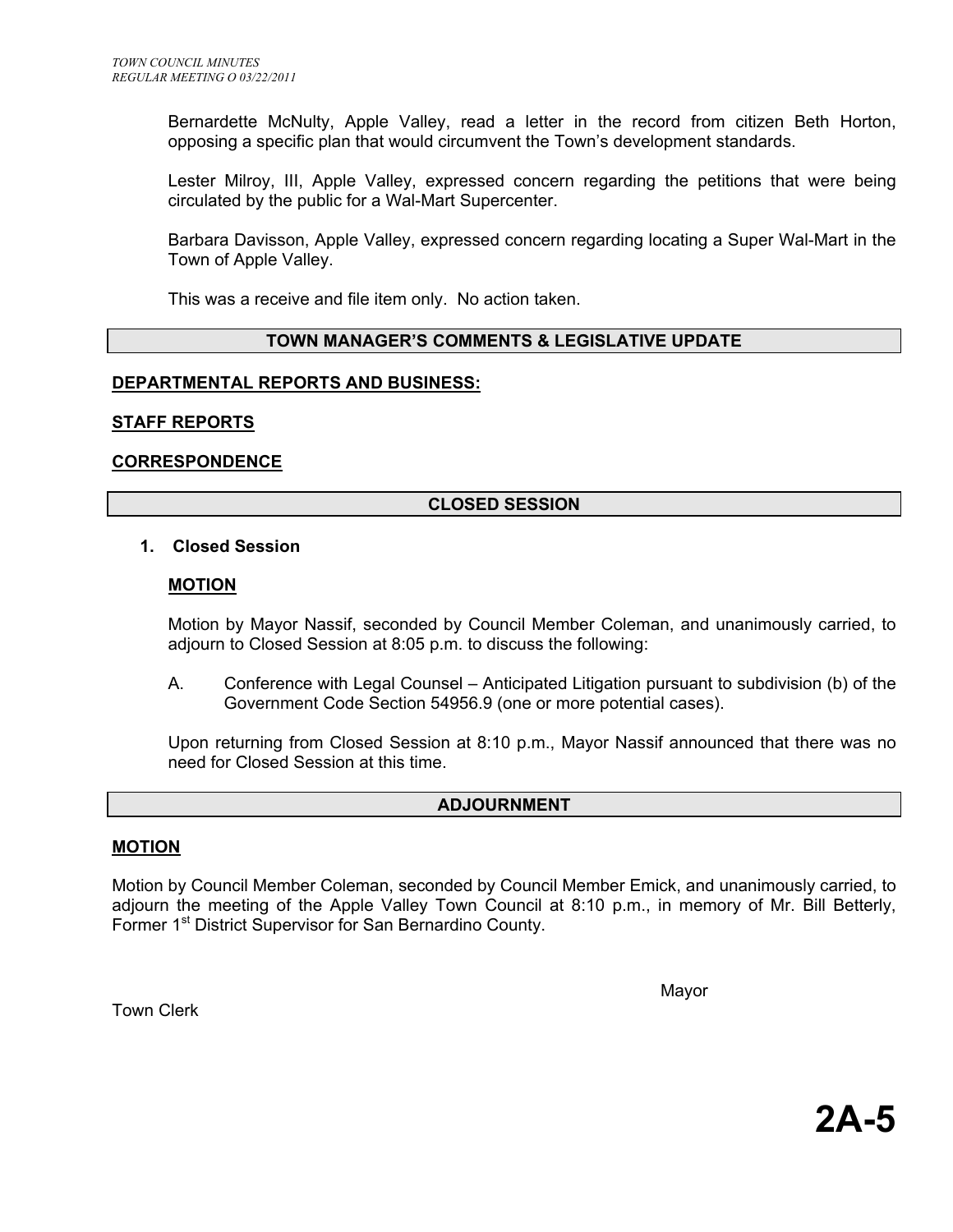Bernardette McNulty, Apple Valley, read a letter in the record from citizen Beth Horton, opposing a specific plan that would circumvent the Town's development standards.

Lester Milroy, III, Apple Valley, expressed concern regarding the petitions that were being circulated by the public for a Wal-Mart Supercenter.

Barbara Davisson, Apple Valley, expressed concern regarding locating a Super Wal-Mart in the Town of Apple Valley.

This was a receive and file item only. No action taken.

## TOWN MANAGER'S COMMENTS & LEGISLATIVE UPDATE

**DEPARTMENTAL REPORTS AND BUSINESS:**

**STAFF REPORTS**

**CORRESPONDENCE**

## CLOSED SESSION

**1. Closed Session**

**MOTION**

Motion by Mayor Nassif, seconded by Council Member Coleman, and unanimously carried, to adjourn to Closed Session at 8:05 p.m. to discuss the following:

A. Conference with Legal Counsel – Anticipated Litigation pursuant to subdivision (b) of the Government Code Section 54956.9 (one or more potential cases).

Upon returning from Closed Session at 8:10 p.m., Mayor Nassif announced that there was no need for Closed Session at this time.

## ADJOURNMENT

**MOTION**

Motion by Council Member Coleman, seconded by Council Member Emick, and unanimously carried, to adjourn the meeting of the Apple Valley Town Council at 8:10 p.m., in memory of Mr. Bill Betterly, Former 1st District Supervisor for San Bernardino County.

Mayor

Town Clerk

2A-5